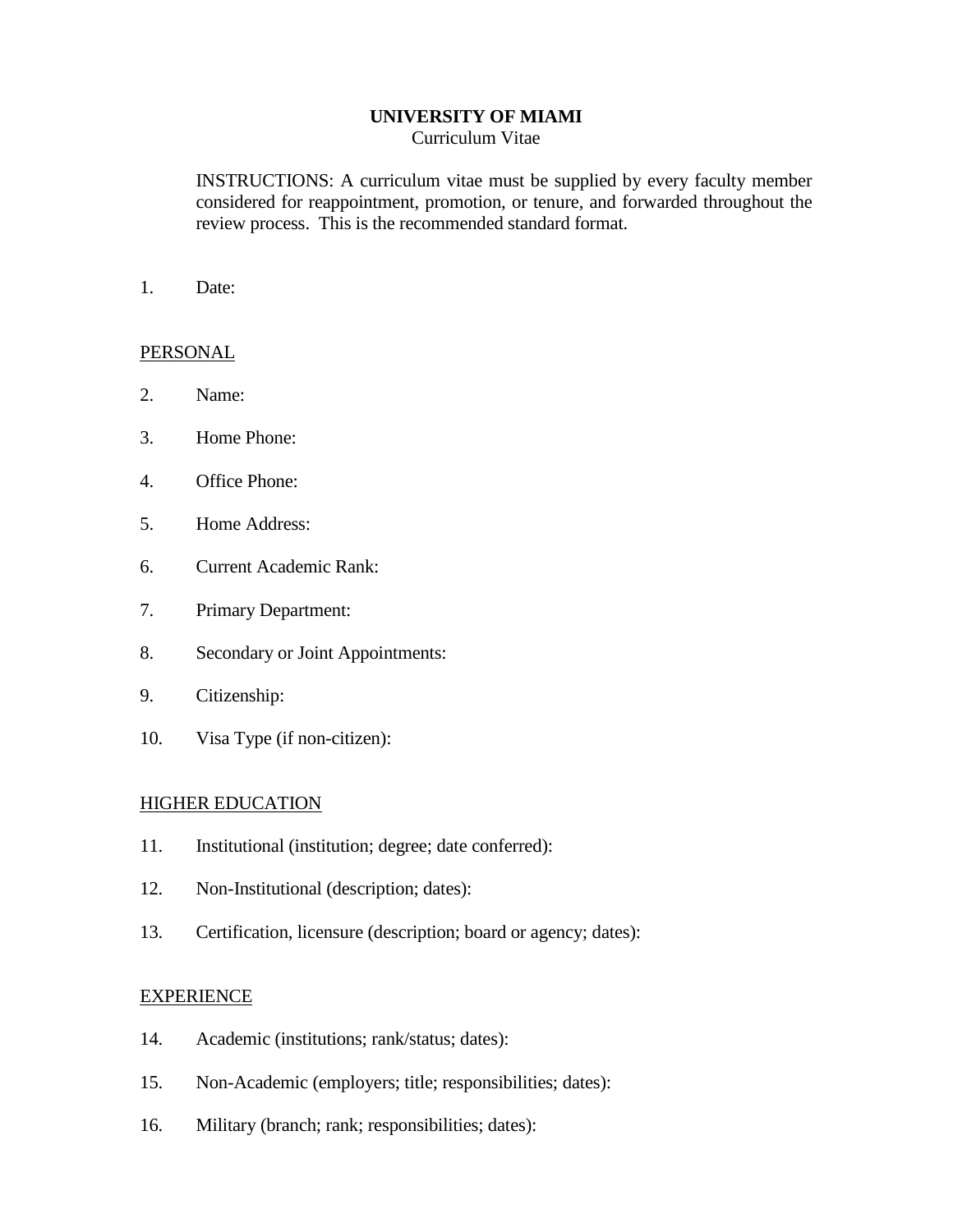**UNIVERSITY OF MIAMI**
Curriculum Vitae

INSTRUCTIONS: A curriculum vitae must be supplied by every faculty member considered for reappointment, promotion, or tenure, and forwarded throughout the review process. This is the recommended standard format.

1. Date:

PERSONAL

2. Name:
3. Home Phone:
4. Office Phone:
5. Home Address:
6. Current Academic Rank:
7. Primary Department:
8. Secondary or Joint Appointments:
9. Citizenship:
10. Visa Type (if non-citizen):

HIGHER EDUCATION

11. Institutional (institution; degree; date conferred):
12. Non-Institutional (description; dates):
13. Certification, licensure (description; board or agency; dates):

EXPERIENCE

14. Academic (institutions; rank/status; dates):
15. Non-Academic (employers; title; responsibilities; dates):
16. Military (branch; rank; responsibilities; dates):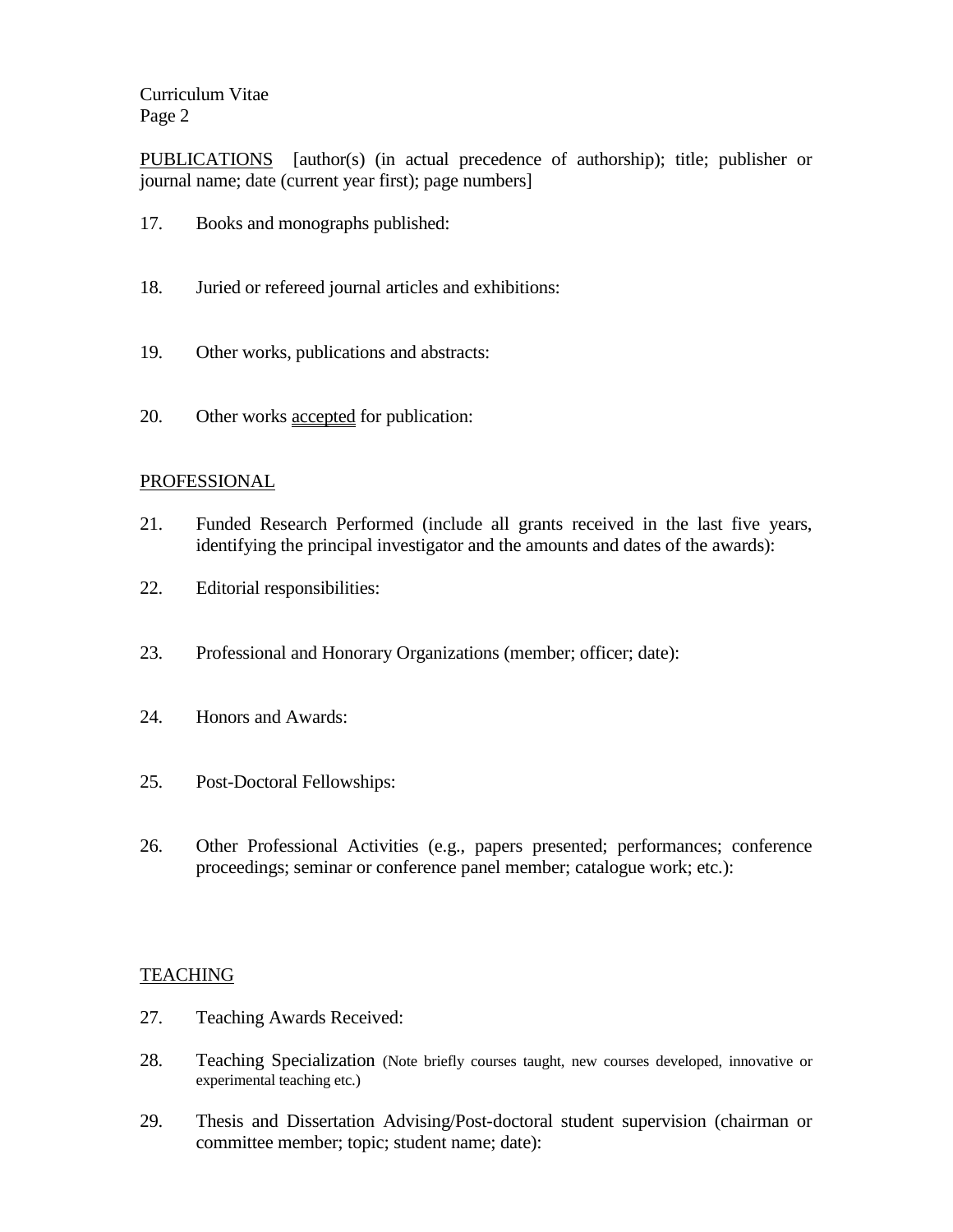PUBLICATIONS [author(s) (in actual precedence of authorship); title; publisher or journal name; date (current year first); page numbers]

17. Books and monographs published:

18. Juried or refereed journal articles and exhibitions:

19. Other works, publications and abstracts:

20. Other works accepted for publication:

PROFESSIONAL

21. Funded Research Performed (include all grants received in the last five years, identifying the principal investigator and the amounts and dates of the awards):

22. Editorial responsibilities:

23. Professional and Honorary Organizations (member; officer; date):

24. Honors and Awards:

25. Post-Doctoral Fellowships:

26. Other Professional Activities (e.g., papers presented; performances; conference proceedings; seminar or conference panel member; catalogue work; etc.):

TEACHING

27. Teaching Awards Received:

28. Teaching Specialization (Note briefly courses taught, new courses developed, innovative or experimental teaching etc.)

29. Thesis and Dissertation Advising/Post-doctoral student supervision (chairman or committee member; topic; student name; date):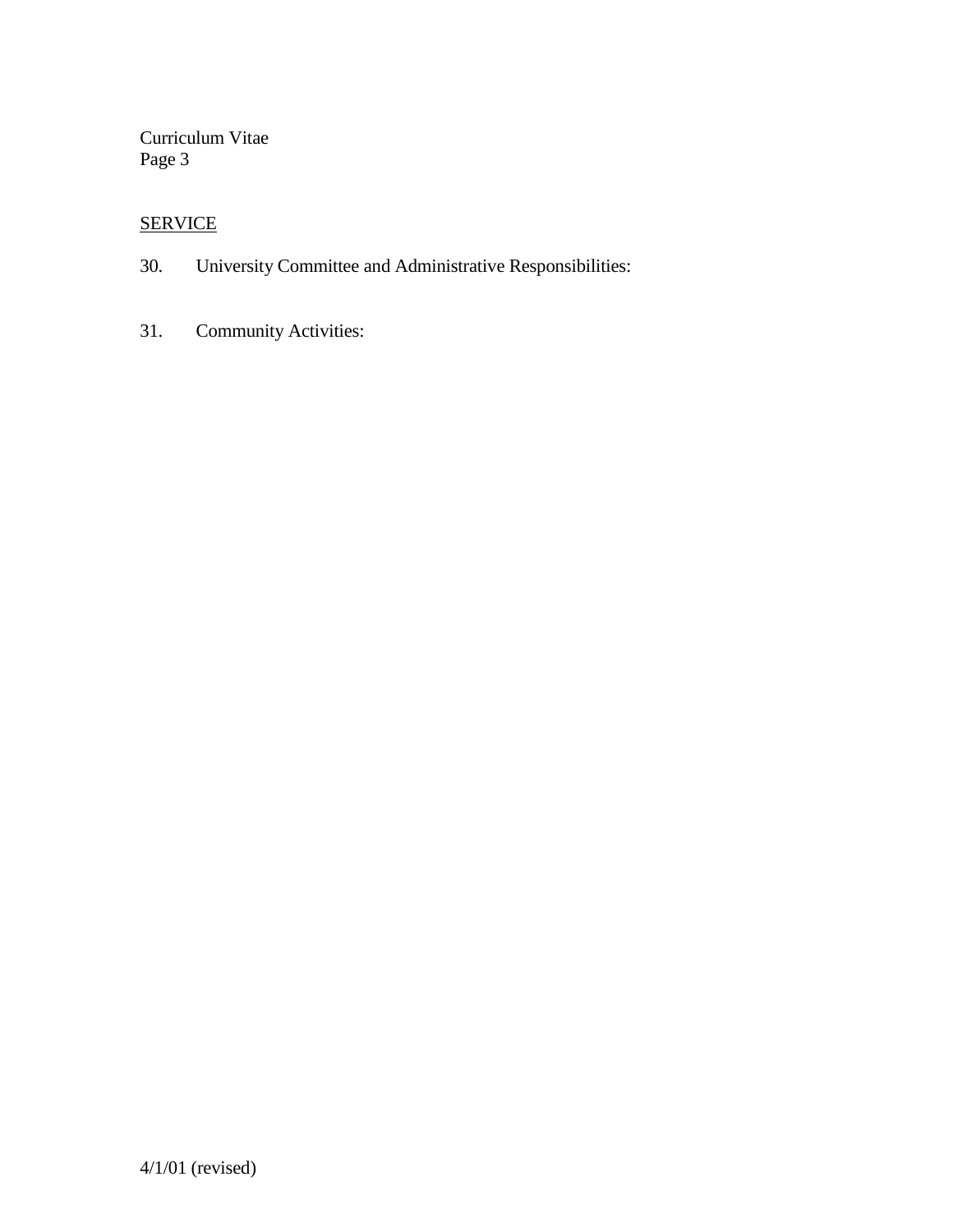## SERVICE

30. University Committee and Administrative Responsibilities:

31. Community Activities:

4/1/01 (revised)